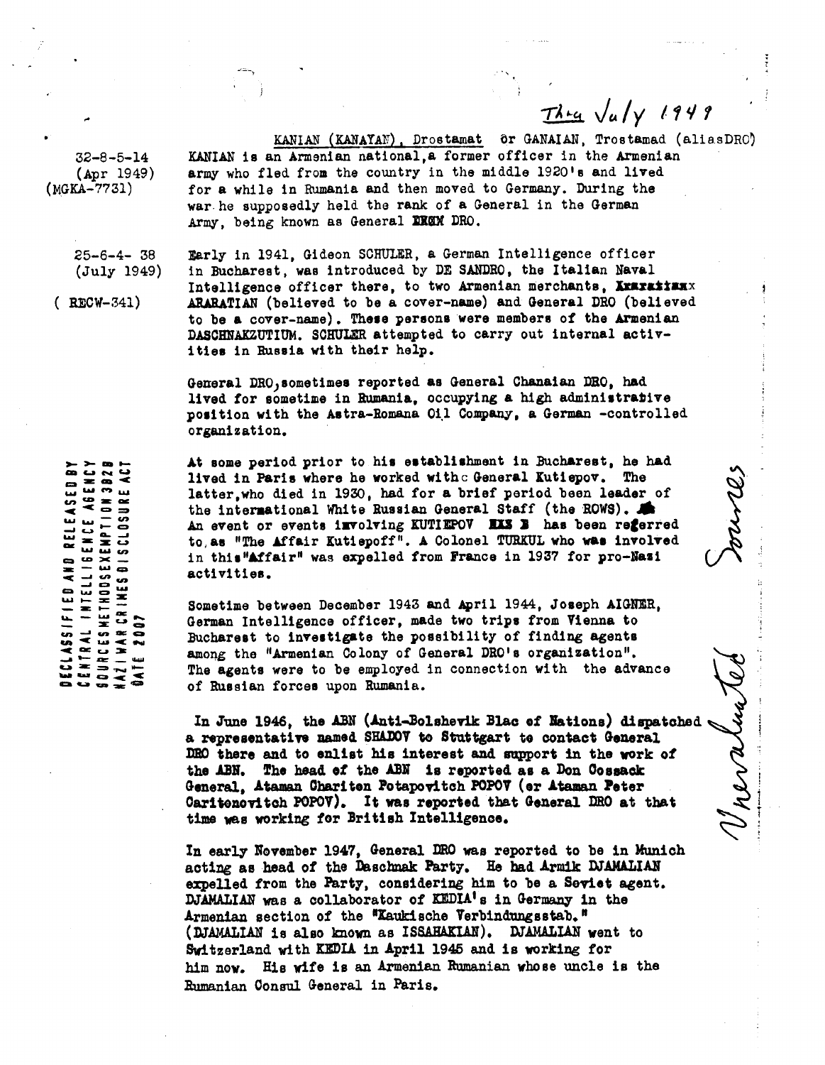Thru July 1949

KANIAN (KANAYAN), Drostamat or GANAIAN, Trostamad (aliasDRO)

32-8-5-14
(Apr 1949)
(MGKA-7731)

KANIAN is an Armenian national, a former officer in the Armenian army who fled from the country in the middle 1920's and lived for a while in Rumania and then moved to Germany. During the war he supposedly held the rank of a General in the German Army, being known as General ~~XXXX~~ DRO.

25-6-4- 38
(July 1949)
( RECW-341)

Early in 1941, Gideon SCHULER, a German Intelligence officer in Bucharest, was introduced by DE SANDRO, the Italian Naval Intelligence officer there, to two Armenian merchants, ~~Xxxxxxxxx~~ ARARATIAN (believed to be a cover-name) and General DRO (believed to be a cover-name). These persons were members of the Armenian DASCHNAKZUTIUM. SCHULER attempted to carry out internal activities in Russia with their help.

General DRO, sometimes reported as General Chanaian DRO, had lived for sometime in Rumania, occupying a high administrative position with the Astra-Romana Oil Company, a German -controlled organization.

DECLASSIFIED AND RELEASED BY
CENTRAL INTELLIGENCE AGENCY
SOURCESMETHODSEXEMPTION3B2B
NAZI WAR CRIMES DISCLOSURE ACT
DATE 2007

At some period prior to his establishment in Bucharest, he had lived in Paris where he worked with General Kutiepov. The latter, who died in 1930, had for a brief period been leader of the international White Russian General Staff (the ROWS). An event or events involving KUTIEPOV ~~XXX X~~ has been referred to, as "The Affair Kutiepoff". A Colonel TURKUL who was involved in this "Affair" was expelled from France in 1937 for pro-Nazi activities.

Sometime between December 1943 and April 1944, Joseph AIGNER, German Intelligence officer, made two trips from Vienna to Bucharest to investigate the possibility of finding agents among the "Armenian Colony of General DRO's organization". The agents were to be employed in connection with the advance of Russian forces upon Rumania.

In June 1946, the ABN (Anti-Bolshevik Blac of Nations) dispatched a representative named SHADOV to Stuttgart to contact General DRO there and to enlist his interest and support in the work of the ABN. The head of the ABN is reported as a Don Cossack General, Ataman Chariton Potapovitch POPOV (or Ataman Peter Caritonovitch POPOV). It was reported that General DRO at that time was working for British Intelligence.

In early November 1947, General DRO was reported to be in Munich acting as head of the Daschnak Party. He had Armik DJAMALIAN expelled from the Party, considering him to be a Soviet agent. DJAMALIAN was a collaborator of KEDIA's in Germany in the Armenian section of the "Kaukische Verbindungsstab." (DJAMALIAN is also known as ISSAHAKIAN). DJAMALIAN went to Switzerland with KEDIA in April 1945 and is working for him now. His wife is an Armenian Rumanian whose uncle is the Rumanian Consul General in Paris.

Unevaluated Sources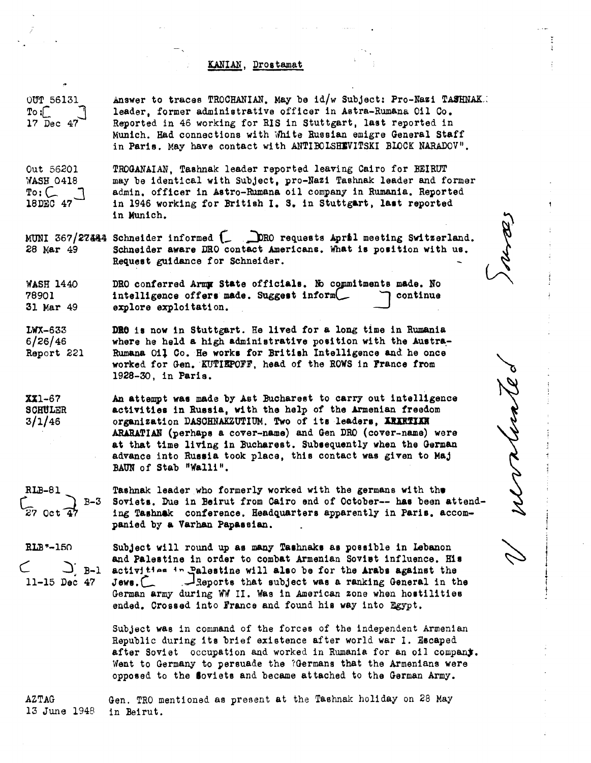KANIAN, Drostamat

| | |
|---|---|
| OUT 56131<br>To: [ ]<br>17 Dec 47 | Answer to traces TROCHANIAN. May be id/w Subject: Pro-Nazi TASHNAK leader, former administrative officer in Astra-Rumana Oil Co. Reported in 46 working for RIS in Stuttgart, last reported in Munich. Had connections with White Russian emigre General Staff in Paris. May have contact with ANTIBOLSHEVITSKI BLOCK NARADOV". |
| Out 56201<br>WASH 0418<br>To: [ ]<br>18DEC 47 | TROGANAIAN, Tashnak leader reported leaving Cairo for BEIRUT may be identical with Subject, pro-Nazi Tashnak leader and former admin. officer in Astro-Rumana oil company in Rumania. Reported in 1946 working for British I. S. in Stuttgart, last reported in Munich. |
| MUNI 367/27444<br>28 Mar 49 | Schneider informed [ ] DRO requests April meeting Switzerland. Schneider aware DRO contact Americans. What is position with us. Request guidance for Schneider. |
| WASH 1440<br>78901<br>31 Mar 49 | DRO conferred Army State officials. No commitments made. No intelligence offers made. Suggest inform [ ] continue explore exploitation. |
| LWX-633<br>6/26/46<br>Report 221 | DRO is now in Stuttgart. He lived for a long time in Rumania where he held a high administrative position with the Austra-Rumana Oil Co. He works for British Intelligence and he once worked for Gen. KUTIEPOFF, head of the ROWS in France from 1928-30, in Paris. |
| XX1-67<br>SCHULER<br>3/1/46 | An attempt was made by Ast Bucharest to carry out intelligence activities in Russia, with the help of the Armenian freedom organization DASCHNAKZUTIUM. Two of its leaders, ~~ARARTIAN~~ ARARATIAN (perhaps a cover-name) and Gen DRO (cover-name) were at that time living in Bucharest. Subsequently when the German advance into Russia took place, this contact was given to Maj BAUN of Stab "Walli". |
| RLB-81<br>[ ] B-3<br>27 Oct 47 | Tashnak leader who formerly worked with the germans with the Soviets. Due in Beirut from Cairo end of October-- has been attending Tashnak conference. Headquarters apparently in Paris. accompanied by a Varhan Papassian. |
| RLB*-150<br>[ ] B-1<br>11-15 Dec 47 | Subject will round up as many Tashnaks as possible in Lebanon and Palestine in order to combat Armenian Soviet influence. His activities in Palestine will also be for the Arabs against the Jews. [ ] Reports that subject was a ranking General in the German army during WW II. Was in American zone when hostilities ended. Crossed into France and found his way into Egypt.<br><br>Subject was in command of the forces of the independent Armenian Republic during its brief existence after world war I. Escaped after Soviet occupation and worked in Rumania for an oil company. Went to Germany to persuade the ?Germans that the Armenians were opposed to the Soviets and became attached to the German Army. |
| AZTAG<br>13 June 1948 | Gen. TRO mentioned as present at the Tashnak holiday on 28 May in Beirut. |

Sources unevaluated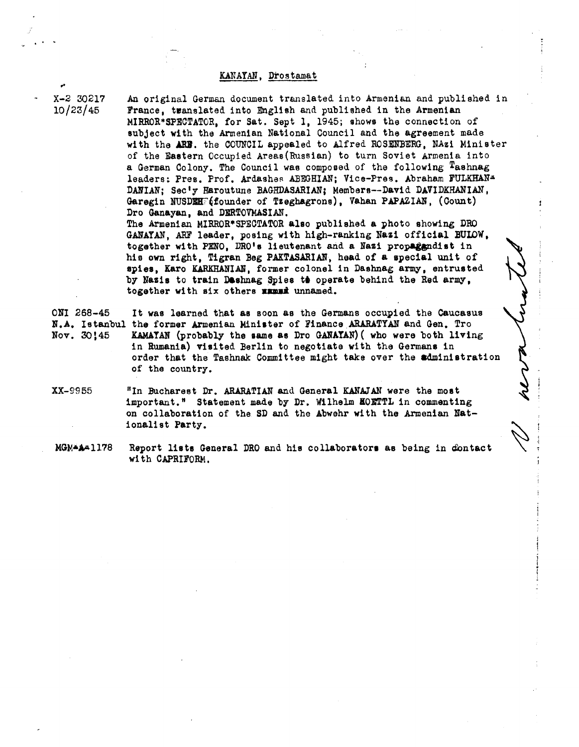KANAYAN, Drostamat

X-2 30217
10/23/45

An original German document translated into Armenian and published in France, translated into English and published in the Armenian MIRROR*SPECTATOR, for Sat. Sept 1, 1945; shows the connection of subject with the Armenian National Council and the agreement made with the ARF. the COUNCIL appealed to Alfred ROSENBERG, NAzi Minister of the Eastern Occupied Areas(Russian) to turn Soviet Armenia into a German Colony. The Council was composed of the following Tashnag leaders: Pres. Prof. Ardashes ABEGHIAN; Vice-Pres. Abraham FULKHAN-DANIAN; Sec'y Haroutune BAGHDASARIAN; Members--David DAVIDKHANIAN, Garegin NUSDEH (founder of Tzeghagrons), Vahan PAPAZIAN, (Count) Dro Ganayan, and DERTOVMASIAN.

The Armenian MIRROR*SPECTATOR also published a photo showing DRO GANAYAN, ARF leader, posing with high-ranking Nazi official BULOW, together with PENO, DRO's lieutenant and a Nazi propagandist in his own right, Tigran Beg PAKTASARIAN, head of a special unit of spies, Karo KARKHANIAN, former colonel in Dashnag army, entrusted by Nazis to train Dashnag Spies to operate behind the Red army, together with six others named unnamed.

ONI 268-45
N.A. Istanbul
Nov. 30;45

It was learned that as soon as the Germans occupied the Caucasus the former Armenian Minister of Finance ARARATYAN and Gen. Tro KAMAYAN (probably the same as Dro GANAYAN)( who were both living in Rumania) visited Berlin to negotiate with the Germans in order that the Tashnak Committee might take over the administration of the country.

XX-9955

"In Bucharest Dr. ARARATIAN and General KANAJAN were the most important." Statement made by Dr. Wilhelm HOETTL in commenting on collaboration of the SD and the Abwehr with the Armenian Nationalist Party.

MGM-A-1178

Report lists General DRO and his collaborators as being in contact with CAPRIFORM.

Unevaluated